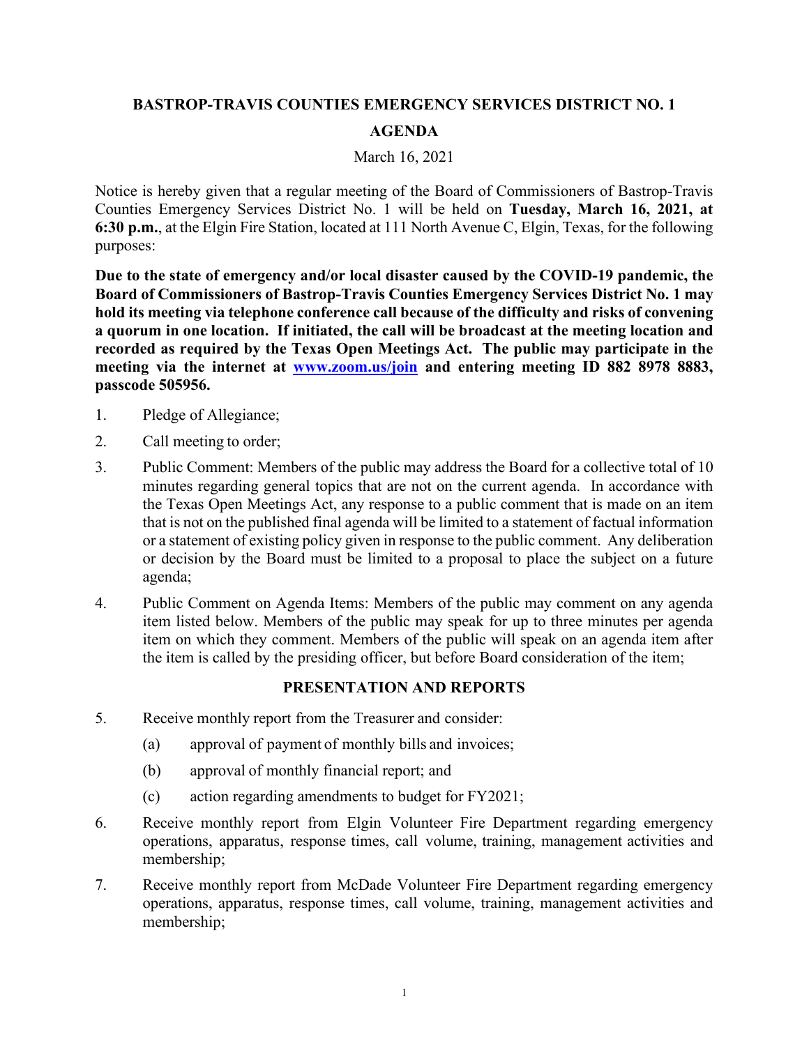# BASTROP-TRAVIS COUNTIES EMERGENCY SERVICES DISTRICT NO. 1

## AGENDA

March 16, 2021

Notice is hereby given that a regular meeting of the Board of Commissioners of Bastrop-Travis Counties Emergency Services District No. 1 will be held on **Tuesday, March 16, 2021, at 6:30 p.m.**, at the Elgin Fire Station, located at 111 North Avenue C, Elgin, Texas, for the following purposes:

**Due to the state of emergency and/or local disaster caused by the COVID-19 pandemic, the Board of Commissioners of Bastrop-Travis Counties Emergency Services District No. 1 may hold its meeting via telephone conference call because of the difficulty and risks of convening a quorum in one location. If initiated, the call will be broadcast at the meeting location and recorded as required by the Texas Open Meetings Act. The public may participate in the meeting via the internet at [www.zoom.us/join](www.zoom.us/join) and entering meeting ID 882 8978 8883, passcode 505956.**

1. Pledge of Allegiance;
2. Call meeting to order;
3. Public Comment: Members of the public may address the Board for a collective total of 10 minutes regarding general topics that are not on the current agenda. In accordance with the Texas Open Meetings Act, any response to a public comment that is made on an item that is not on the published final agenda will be limited to a statement of factual information or a statement of existing policy given in response to the public comment. Any deliberation or decision by the Board must be limited to a proposal to place the subject on a future agenda;
4. Public Comment on Agenda Items: Members of the public may comment on any agenda item listed below. Members of the public may speak for up to three minutes per agenda item on which they comment. Members of the public will speak on an agenda item after the item is called by the presiding officer, but before Board consideration of the item;

### PRESENTATION AND REPORTS

5. Receive monthly report from the Treasurer and consider:
   - (a) approval of payment of monthly bills and invoices;
   - (b) approval of monthly financial report; and
   - (c) action regarding amendments to budget for FY2021;
6. Receive monthly report from Elgin Volunteer Fire Department regarding emergency operations, apparatus, response times, call volume, training, management activities and membership;
7. Receive monthly report from McDade Volunteer Fire Department regarding emergency operations, apparatus, response times, call volume, training, management activities and membership;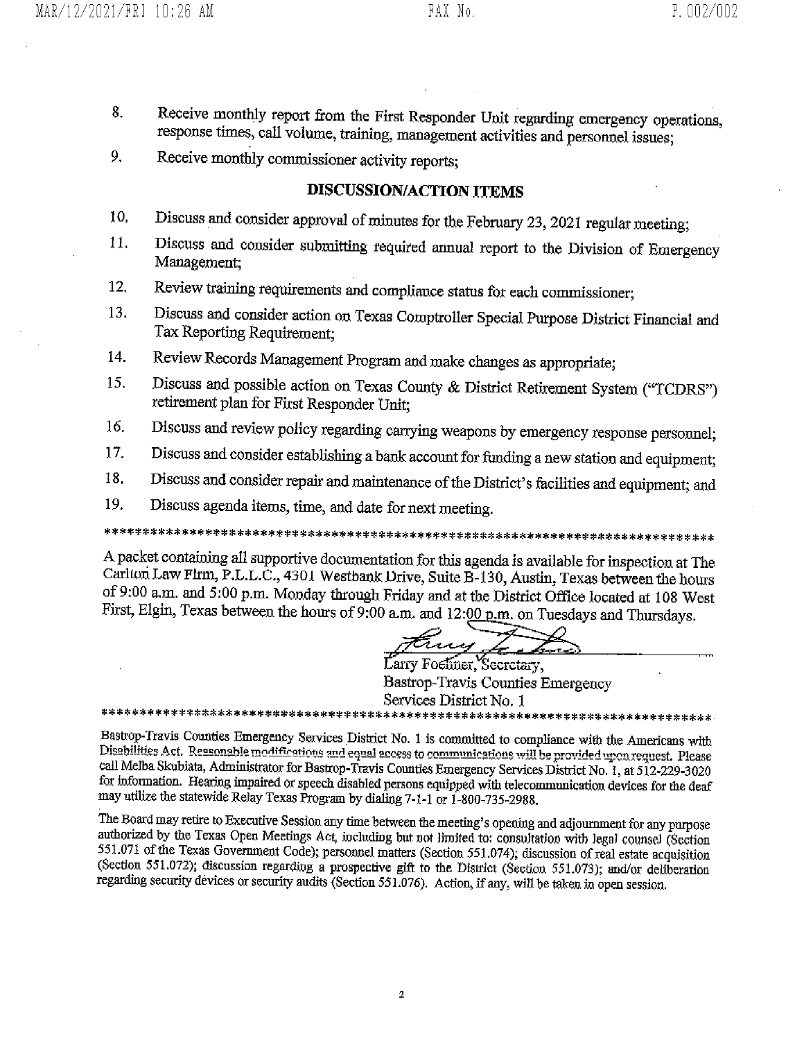8. Receive monthly report from the First Responder Unit regarding emergency operations, response times, call volume, training, management activities and personnel issues;

9. Receive monthly commissioner activity reports;

## DISCUSSION/ACTION ITEMS

10. Discuss and consider approval of minutes for the February 23, 2021 regular meeting;

11. Discuss and consider submitting required annual report to the Division of Emergency Management;

12. Review training requirements and compliance status for each commissioner;

13. Discuss and consider action on Texas Comptroller Special Purpose District Financial and Tax Reporting Requirement;

14. Review Records Management Program and make changes as appropriate;

15. Discuss and possible action on Texas County & District Retirement System ("TCDRS") retirement plan for First Responder Unit;

16. Discuss and review policy regarding carrying weapons by emergency response personnel;

17. Discuss and consider establishing a bank account for funding a new station and equipment;

18. Discuss and consider repair and maintenance of the District's facilities and equipment; and

19. Discuss agenda items, time, and date for next meeting.

*****************************************************************************************

A packet containing all supportive documentation for this agenda is available for inspection at The Carlton Law Firm, P.L.L.C., 4301 Westbank Drive, Suite B-130, Austin, Texas between the hours of 9:00 a.m. and 5:00 p.m. Monday through Friday and at the District Office located at 108 West First, Elgin, Texas between the hours of 9:00 a.m. and 12:00 p.m. on Tuesdays and Thursdays.

Larry Foehner, Secretary,
Bastrop-Travis Counties Emergency
Services District No. 1

*****************************************************************************************

Bastrop-Travis Counties Emergency Services District No. 1 is committed to compliance with the Americans with Disabilities Act. Reasonable modifications and equal access to communications will be provided upon request. Please call Melba Skubiata, Administrator for Bastrop-Travis Counties Emergency Services District No. 1, at 512-229-3020 for information. Hearing impaired or speech disabled persons equipped with telecommunication devices for the deaf may utilize the statewide Relay Texas Program by dialing 7-1-1 or 1-800-735-2988.

The Board may retire to Executive Session any time between the meeting's opening and adjournment for any purpose authorized by the Texas Open Meetings Act, including but not limited to: consultation with legal counsel (Section 551.071 of the Texas Government Code); personnel matters (Section 551.074); discussion of real estate acquisition (Section 551.072); discussion regarding a prospective gift to the District (Section 551.073); and/or deliberation regarding security devices or security audits (Section 551.076). Action, if any, will be taken in open session.